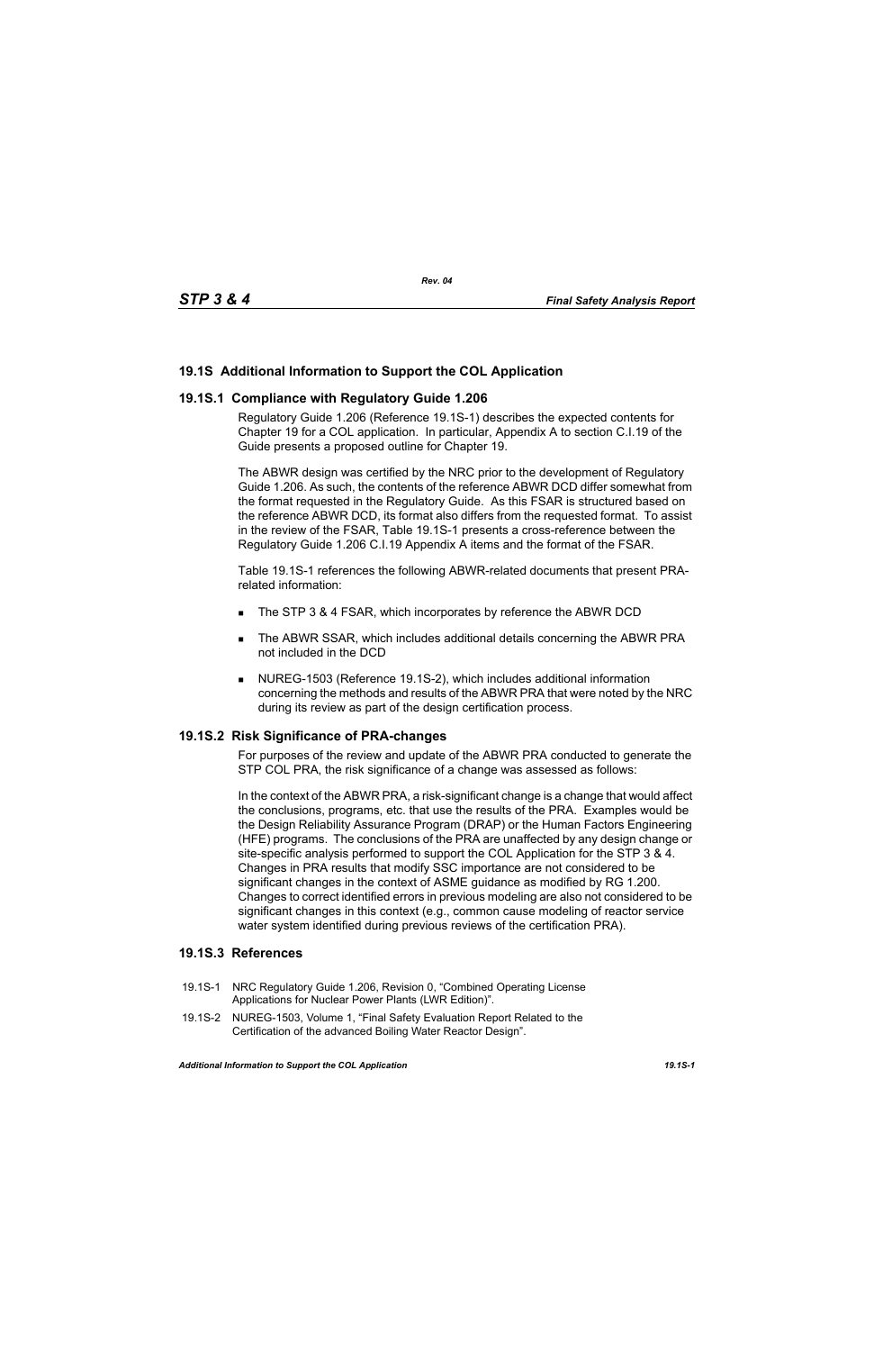## 19.1S Additional Information to Support the COL Application

### 19.1S.1 Compliance with Regulatory Guide 1.206

Regulatory Guide 1.206 (Reference 19.1S-1) describes the expected contents for Chapter 19 for a COL application. In particular, Appendix A to section C.I.19 of the Guide presents a proposed outline for Chapter 19.

The ABWR design was certified by the NRC prior to the development of Regulatory Guide 1.206. As such, the contents of the reference ABWR DCD differ somewhat from the format requested in the Regulatory Guide. As this FSAR is structured based on the reference ABWR DCD, its format also differs from the requested format. To assist in the review of the FSAR, Table 19.1S-1 presents a cross-reference between the Regulatory Guide 1.206 C.I.19 Appendix A items and the format of the FSAR.

Table 19.1S-1 references the following ABWR-related documents that present PRA-related information:

- The STP 3 & 4 FSAR, which incorporates by reference the ABWR DCD
- The ABWR SSAR, which includes additional details concerning the ABWR PRA not included in the DCD
- NUREG-1503 (Reference 19.1S-2), which includes additional information concerning the methods and results of the ABWR PRA that were noted by the NRC during its review as part of the design certification process.

### 19.1S.2 Risk Significance of PRA-changes

For purposes of the review and update of the ABWR PRA conducted to generate the STP COL PRA, the risk significance of a change was assessed as follows:

In the context of the ABWR PRA, a risk-significant change is a change that would affect the conclusions, programs, etc. that use the results of the PRA. Examples would be the Design Reliability Assurance Program (DRAP) or the Human Factors Engineering (HFE) programs. The conclusions of the PRA are unaffected by any design change or site-specific analysis performed to support the COL Application for the STP 3 & 4. Changes in PRA results that modify SSC importance are not considered to be significant changes in the context of ASME guidance as modified by RG 1.200. Changes to correct identified errors in previous modeling are also not considered to be significant changes in this context (e.g., common cause modeling of reactor service water system identified during previous reviews of the certification PRA).

### 19.1S.3 References

19.1S-1 NRC Regulatory Guide 1.206, Revision 0, "Combined Operating License Applications for Nuclear Power Plants (LWR Edition)".

19.1S-2 NUREG-1503, Volume 1, "Final Safety Evaluation Report Related to the Certification of the advanced Boiling Water Reactor Design".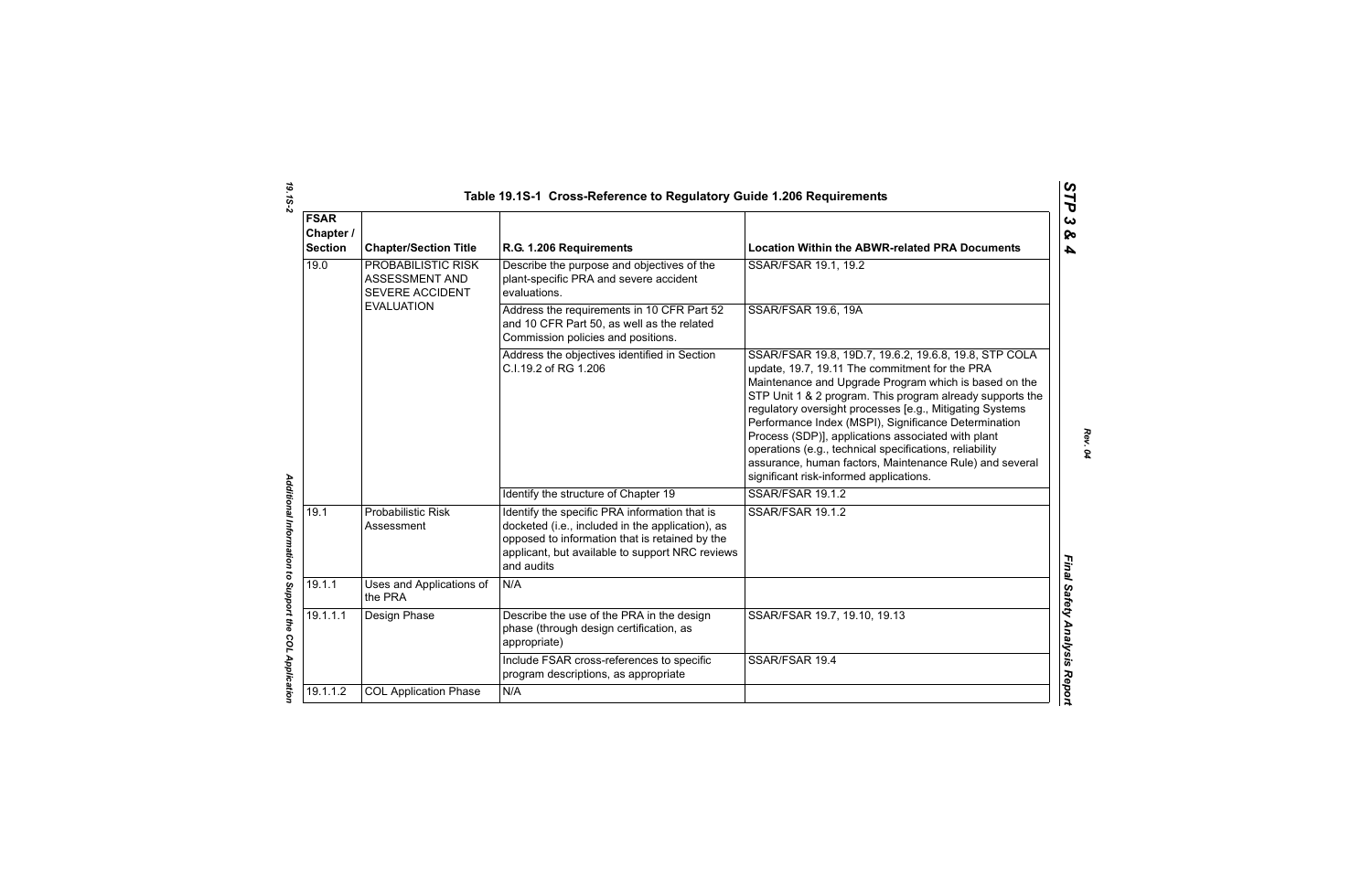### Table 19.1S-1 Cross-Reference to Regulatory Guide 1.206 Requirements

| FSAR Chapter / Section | Chapter/Section Title | R.G. 1.206 Requirements | Location Within the ABWR-related PRA Documents |
|---|---|---|---|
| 19.0 | PROBABILISTIC RISK ASSESSMENT AND SEVERE ACCIDENT EVALUATION | Describe the purpose and objectives of the plant-specific PRA and severe accident evaluations. | SSAR/FSAR 19.1, 19.2 |
| | | Address the requirements in 10 CFR Part 52 and 10 CFR Part 50, as well as the related Commission policies and positions. | SSAR/FSAR 19.6, 19A |
| | | Address the objectives identified in Section C.I.19.2 of RG 1.206 | SSAR/FSAR 19.8, 19D.7, 19.6.2, 19.6.8, 19.8, STP COLA update, 19.7, 19.11 The commitment for the PRA Maintenance and Upgrade Program which is based on the STP Unit 1 & 2 program. This program already supports the regulatory oversight processes [e.g., Mitigating Systems Performance Index (MSPI), Significance Determination Process (SDP)], applications associated with plant operations (e.g., technical specifications, reliability assurance, human factors, Maintenance Rule) and several significant risk-informed applications. |
| | | Identify the structure of Chapter 19 | SSAR/FSAR 19.1.2 |
| 19.1 | Probabilistic Risk Assessment | Identify the specific PRA information that is docketed (i.e., included in the application), as opposed to information that is retained by the applicant, but available to support NRC reviews and audits | SSAR/FSAR 19.1.2 |
| 19.1.1 | Uses and Applications of the PRA | N/A | |
| 19.1.1.1 | Design Phase | Describe the use of the PRA in the design phase (through design certification, as appropriate) | SSAR/FSAR 19.7, 19.10, 19.13 |
| | | Include FSAR cross-references to specific program descriptions, as appropriate | SSAR/FSAR 19.4 |
| 19.1.1.2 | COL Application Phase | N/A | |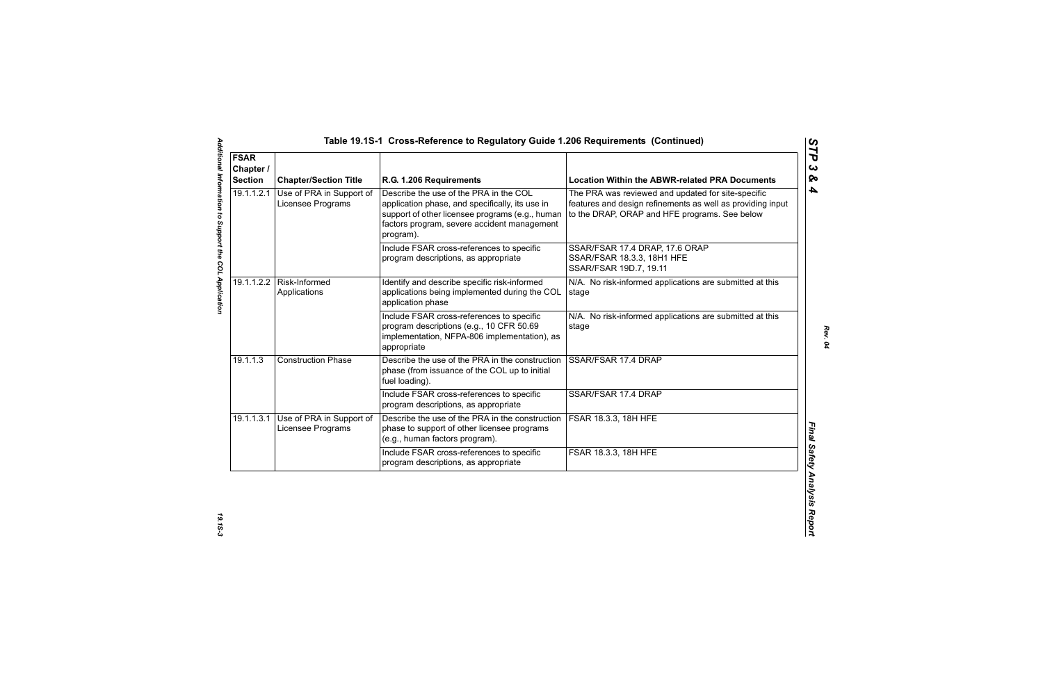## Table 19.1S-1 Cross-Reference to Regulatory Guide 1.206 Requirements (Continued)

| FSAR Chapter / Section | Chapter/Section Title | R.G. 1.206 Requirements | Location Within the ABWR-related PRA Documents |
|---|---|---|---|
| 19.1.1.2.1 | Use of PRA in Support of Licensee Programs | Describe the use of the PRA in the COL application phase, and specifically, its use in support of other licensee programs (e.g., human factors program, severe accident management program). | The PRA was reviewed and updated for site-specific features and design refinements as well as providing input to the DRAP, ORAP and HFE programs. See below |
| | | Include FSAR cross-references to specific program descriptions, as appropriate | SSAR/FSAR 17.4 DRAP, 17.6 ORAP<br>SSAR/FSAR 18.3.3, 18H1 HFE<br>SSAR/FSAR 19D.7, 19.11 |
| 19.1.1.2.2 | Risk-Informed Applications | Identify and describe specific risk-informed applications being implemented during the COL application phase | N/A. No risk-informed applications are submitted at this stage |
| | | Include FSAR cross-references to specific program descriptions (e.g., 10 CFR 50.69 implementation, NFPA-806 implementation), as appropriate | N/A. No risk-informed applications are submitted at this stage |
| 19.1.1.3 | Construction Phase | Describe the use of the PRA in the construction phase (from issuance of the COL up to initial fuel loading). | SSAR/FSAR 17.4 DRAP |
| | | Include FSAR cross-references to specific program descriptions, as appropriate | SSAR/FSAR 17.4 DRAP |
| 19.1.1.3.1 | Use of PRA in Support of Licensee Programs | Describe the use of the PRA in the construction phase to support of other licensee programs (e.g., human factors program). | FSAR 18.3.3, 18H HFE |
| | | Include FSAR cross-references to specific program descriptions, as appropriate | FSAR 18.3.3, 18H HFE |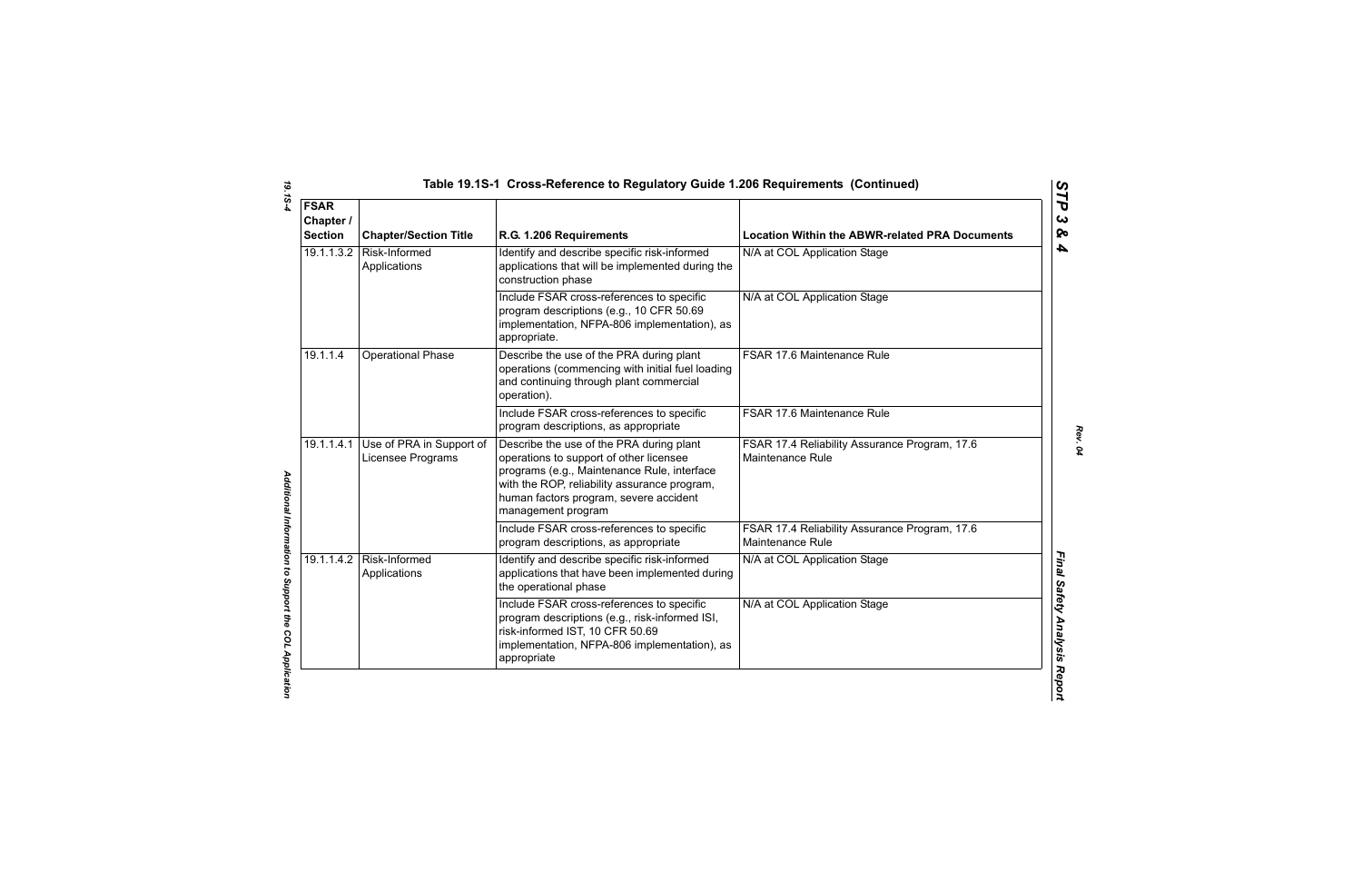## Table 19.1S-1 Cross-Reference to Regulatory Guide 1.206 Requirements (Continued)

| FSAR Chapter / Section | Chapter/Section Title | R.G. 1.206 Requirements | Location Within the ABWR-related PRA Documents |
|---|---|---|---|
| 19.1.1.3.2 | Risk-Informed Applications | Identify and describe specific risk-informed applications that will be implemented during the construction phase | N/A at COL Application Stage |
| | | Include FSAR cross-references to specific program descriptions (e.g., 10 CFR 50.69 implementation, NFPA-806 implementation), as appropriate. | N/A at COL Application Stage |
| 19.1.1.4 | Operational Phase | Describe the use of the PRA during plant operations (commencing with initial fuel loading and continuing through plant commercial operation). | FSAR 17.6 Maintenance Rule |
| | | Include FSAR cross-references to specific program descriptions, as appropriate | FSAR 17.6 Maintenance Rule |
| 19.1.1.4.1 | Use of PRA in Support of Licensee Programs | Describe the use of the PRA during plant operations to support of other licensee programs (e.g., Maintenance Rule, interface with the ROP, reliability assurance program, human factors program, severe accident management program | FSAR 17.4 Reliability Assurance Program, 17.6 Maintenance Rule |
| | | Include FSAR cross-references to specific program descriptions, as appropriate | FSAR 17.4 Reliability Assurance Program, 17.6 Maintenance Rule |
| 19.1.1.4.2 | Risk-Informed Applications | Identify and describe specific risk-informed applications that have been implemented during the operational phase | N/A at COL Application Stage |
| | | Include FSAR cross-references to specific program descriptions (e.g., risk-informed ISI, risk-informed IST, 10 CFR 50.69 implementation, NFPA-806 implementation), as appropriate | N/A at COL Application Stage |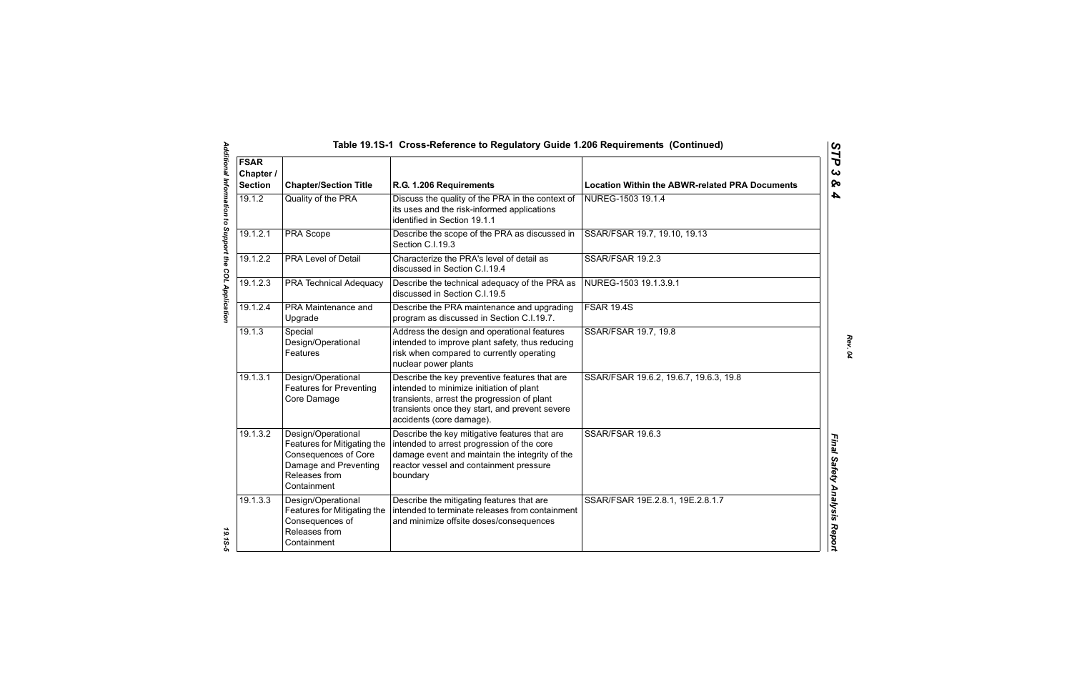## Table 19.1S-1 Cross-Reference to Regulatory Guide 1.206 Requirements (Continued)

| FSAR Chapter / Section | Chapter/Section Title | R.G. 1.206 Requirements | Location Within the ABWR-related PRA Documents |
|---|---|---|---|
| 19.1.2 | Quality of the PRA | Discuss the quality of the PRA in the context of its uses and the risk-informed applications identified in Section 19.1.1 | NUREG-1503 19.1.4 |
| 19.1.2.1 | PRA Scope | Describe the scope of the PRA as discussed in Section C.I.19.3 | SSAR/FSAR 19.7, 19.10, 19.13 |
| 19.1.2.2 | PRA Level of Detail | Characterize the PRA's level of detail as discussed in Section C.I.19.4 | SSAR/FSAR 19.2.3 |
| 19.1.2.3 | PRA Technical Adequacy | Describe the technical adequacy of the PRA as discussed in Section C.I.19.5 | NUREG-1503 19.1.3.9.1 |
| 19.1.2.4 | PRA Maintenance and Upgrade | Describe the PRA maintenance and upgrading program as discussed in Section C.I.19.7. | FSAR 19.4S |
| 19.1.3 | Special Design/Operational Features | Address the design and operational features intended to improve plant safety, thus reducing risk when compared to currently operating nuclear power plants | SSAR/FSAR 19.7, 19.8 |
| 19.1.3.1 | Design/Operational Features for Preventing Core Damage | Describe the key preventive features that are intended to minimize initiation of plant transients, arrest the progression of plant transients once they start, and prevent severe accidents (core damage). | SSAR/FSAR 19.6.2, 19.6.7, 19.6.3, 19.8 |
| 19.1.3.2 | Design/Operational Features for Mitigating the Consequences of Core Damage and Preventing Releases from Containment | Describe the key mitigative features that are intended to arrest progression of the core damage event and maintain the integrity of the reactor vessel and containment pressure boundary | SSAR/FSAR 19.6.3 |
| 19.1.3.3 | Design/Operational Features for Mitigating the Consequences of Releases from Containment | Describe the mitigating features that are intended to terminate releases from containment and minimize offsite doses/consequences | SSAR/FSAR 19E.2.8.1, 19E.2.8.1.7 |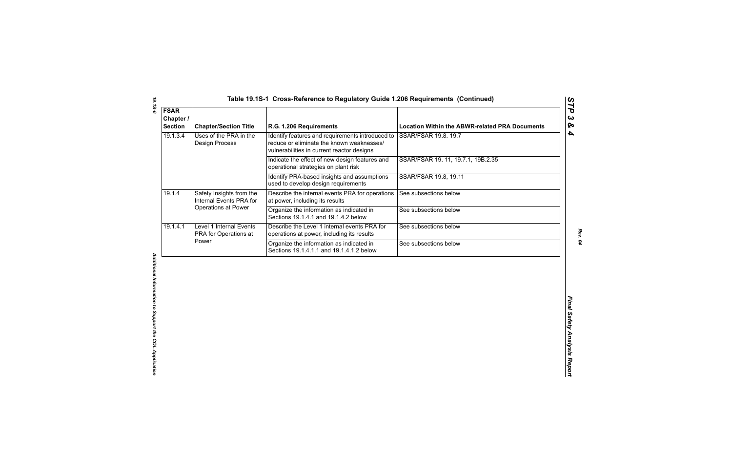Table 19.1S-1 Cross-Reference to Regulatory Guide 1.206 Requirements (Continued)

| FSAR Chapter / Section | Chapter/Section Title | R.G. 1.206 Requirements | Location Within the ABWR-related PRA Documents |
|---|---|---|---|
| 19.1.3.4 | Uses of the PRA in the Design Process | Identify features and requirements introduced to reduce or eliminate the known weaknesses/ vulnerabilities in current reactor designs | SSAR/FSAR 19.8. 19.7 |
| | | Indicate the effect of new design features and operational strategies on plant risk | SSAR/FSAR 19. 11, 19.7.1, 19B.2.35 |
| | | Identify PRA-based insights and assumptions used to develop design requirements | SSAR/FSAR 19.8, 19.11 |
| 19.1.4 | Safety Insights from the Internal Events PRA for Operations at Power | Describe the internal events PRA for operations at power, including its results | See subsections below |
| | | Organize the information as indicated in Sections 19.1.4.1 and 19.1.4.2 below | See subsections below |
| 19.1.4.1 | Level 1 Internal Events PRA for Operations at Power | Describe the Level 1 internal events PRA for operations at power, including its results | See subsections below |
| | | Organize the information as indicated in Sections 19.1.4.1.1 and 19.1.4.1.2 below | See subsections below |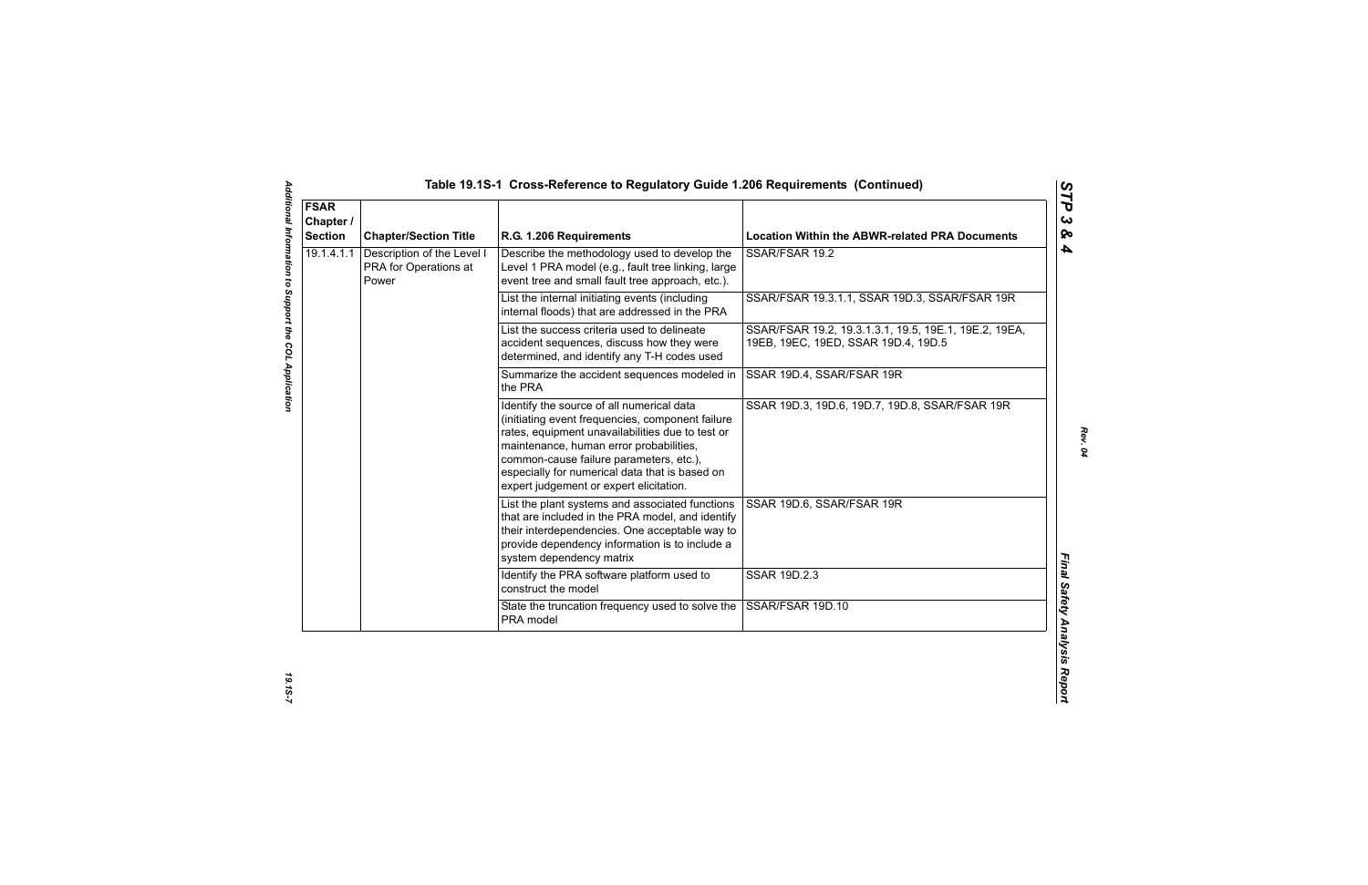### Table 19.1S-1 Cross-Reference to Regulatory Guide 1.206 Requirements (Continued)

| FSAR Chapter / Section | Chapter/Section Title | R.G. 1.206 Requirements | Location Within the ABWR-related PRA Documents |
|---|---|---|---|
| 19.1.4.1.1 | Description of the Level I PRA for Operations at Power | Describe the methodology used to develop the Level 1 PRA model (e.g., fault tree linking, large event tree and small fault tree approach, etc.). | SSAR/FSAR 19.2 |
| | | List the internal initiating events (including internal floods) that are addressed in the PRA | SSAR/FSAR 19.3.1.1, SSAR 19D.3, SSAR/FSAR 19R |
| | | List the success criteria used to delineate accident sequences, discuss how they were determined, and identify any T-H codes used | SSAR/FSAR 19.2, 19.3.1.3.1, 19.5, 19E.1, 19E.2, 19EA, 19EB, 19EC, 19ED, SSAR 19D.4, 19D.5 |
| | | Summarize the accident sequences modeled in the PRA | SSAR 19D.4, SSAR/FSAR 19R |
| | | Identify the source of all numerical data (initiating event frequencies, component failure rates, equipment unavailabilities due to test or maintenance, human error probabilities, common-cause failure parameters, etc.), especially for numerical data that is based on expert judgement or expert elicitation. | SSAR 19D.3, 19D.6, 19D.7, 19D.8, SSAR/FSAR 19R |
| | | List the plant systems and associated functions that are included in the PRA model, and identify their interdependencies. One acceptable way to provide dependency information is to include a system dependency matrix | SSAR 19D.6, SSAR/FSAR 19R |
| | | Identify the PRA software platform used to construct the model | SSAR 19D.2.3 |
| | | State the truncation frequency used to solve the PRA model | SSAR/FSAR 19D.10 |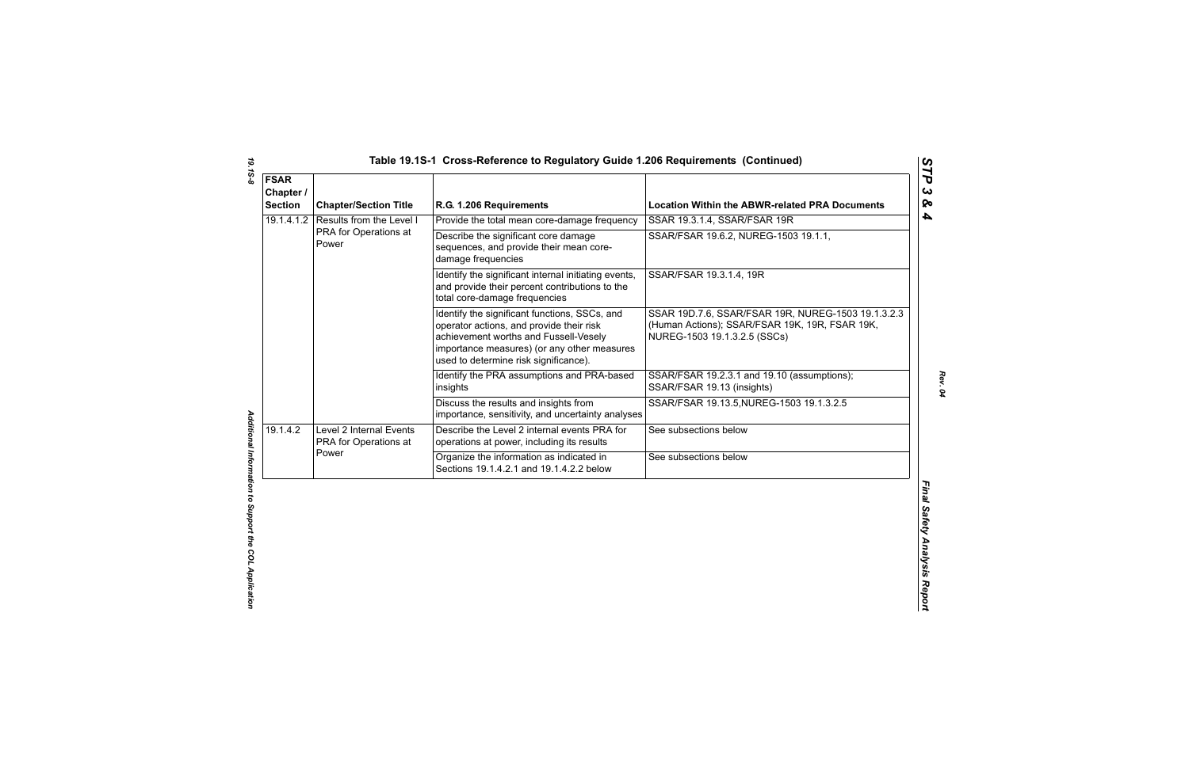## Table 19.1S-1 Cross-Reference to Regulatory Guide 1.206 Requirements (Continued)

| FSAR Chapter / Section | Chapter/Section Title | R.G. 1.206 Requirements | Location Within the ABWR-related PRA Documents |
|---|---|---|---|
| 19.1.4.1.2 | Results from the Level I PRA for Operations at Power | Provide the total mean core-damage frequency | SSAR 19.3.1.4, SSAR/FSAR 19R |
| | | Describe the significant core damage sequences, and provide their mean core-damage frequencies | SSAR/FSAR 19.6.2, NUREG-1503 19.1.1, |
| | | Identify the significant internal initiating events, and provide their percent contributions to the total core-damage frequencies | SSAR/FSAR 19.3.1.4, 19R |
| | | Identify the significant functions, SSCs, and operator actions, and provide their risk achievement worths and Fussell-Vesely importance measures) (or any other measures used to determine risk significance). | SSAR 19D.7.6, SSAR/FSAR 19R, NUREG-1503 19.1.3.2.3 (Human Actions); SSAR/FSAR 19K, 19R, FSAR 19K, NUREG-1503 19.1.3.2.5 (SSCs) |
| | | Identify the PRA assumptions and PRA-based insights | SSAR/FSAR 19.2.3.1 and 19.10 (assumptions); SSAR/FSAR 19.13 (insights) |
| | | Discuss the results and insights from importance, sensitivity, and uncertainty analyses | SSAR/FSAR 19.13.5,NUREG-1503 19.1.3.2.5 |
| 19.1.4.2 | Level 2 Internal Events PRA for Operations at Power | Describe the Level 2 internal events PRA for operations at power, including its results | See subsections below |
| | | Organize the information as indicated in Sections 19.1.4.2.1 and 19.1.4.2.2 below | See subsections below |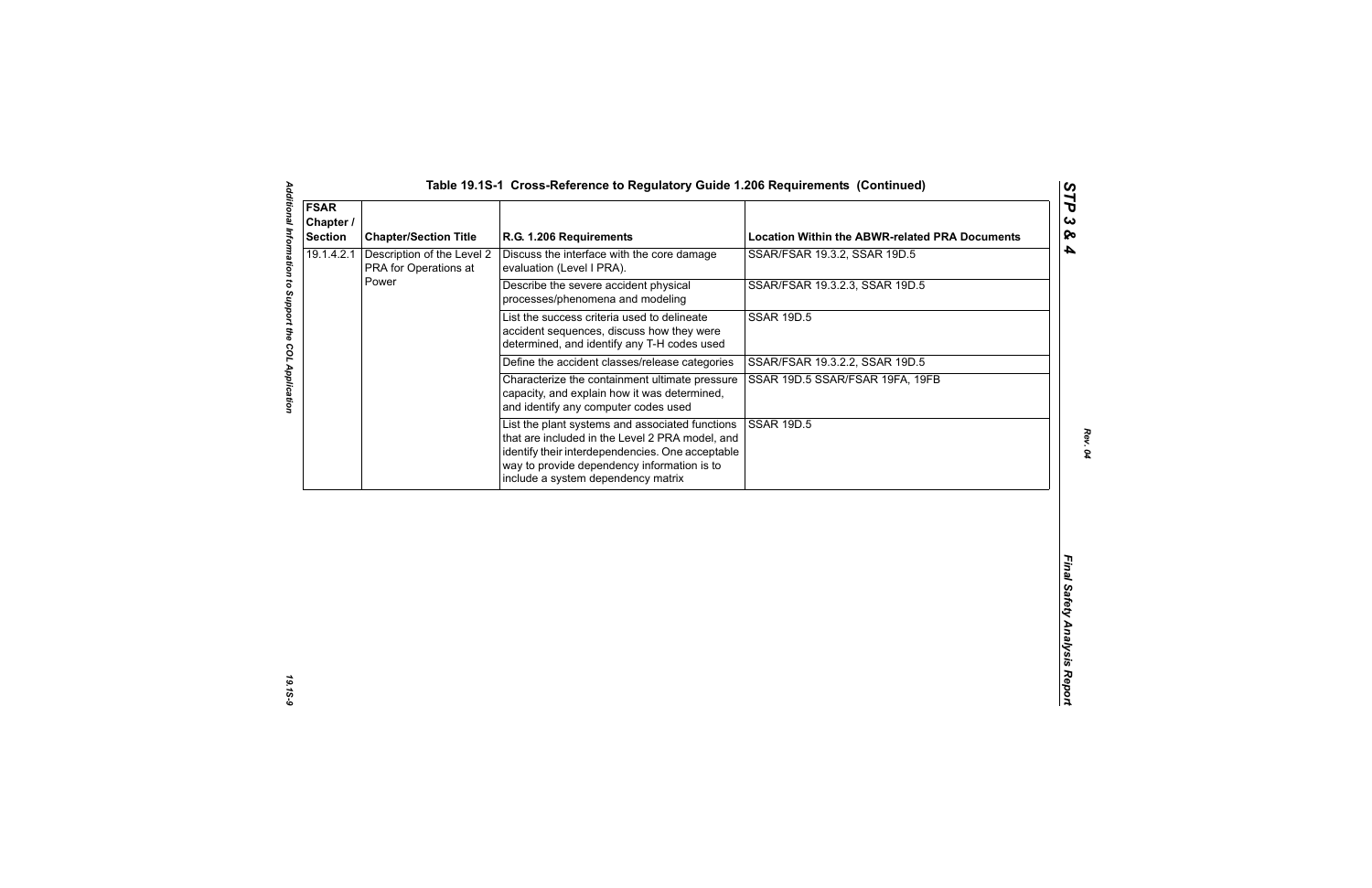## Table 19.1S-1 Cross-Reference to Regulatory Guide 1.206 Requirements (Continued)

| FSAR Chapter / Section | Chapter/Section Title | R.G. 1.206 Requirements | Location Within the ABWR-related PRA Documents |
|---|---|---|---|
| 19.1.4.2.1 | Description of the Level 2 PRA for Operations at Power | Discuss the interface with the core damage evaluation (Level I PRA). | SSAR/FSAR 19.3.2, SSAR 19D.5 |
| | | Describe the severe accident physical processes/phenomena and modeling | SSAR/FSAR 19.3.2.3, SSAR 19D.5 |
| | | List the success criteria used to delineate accident sequences, discuss how they were determined, and identify any T-H codes used | SSAR 19D.5 |
| | | Define the accident classes/release categories | SSAR/FSAR 19.3.2.2, SSAR 19D.5 |
| | | Characterize the containment ultimate pressure capacity, and explain how it was determined, and identify any computer codes used | SSAR 19D.5 SSAR/FSAR 19FA, 19FB |
| | | List the plant systems and associated functions that are included in the Level 2 PRA model, and identify their interdependencies. One acceptable way to provide dependency information is to include a system dependency matrix | SSAR 19D.5 |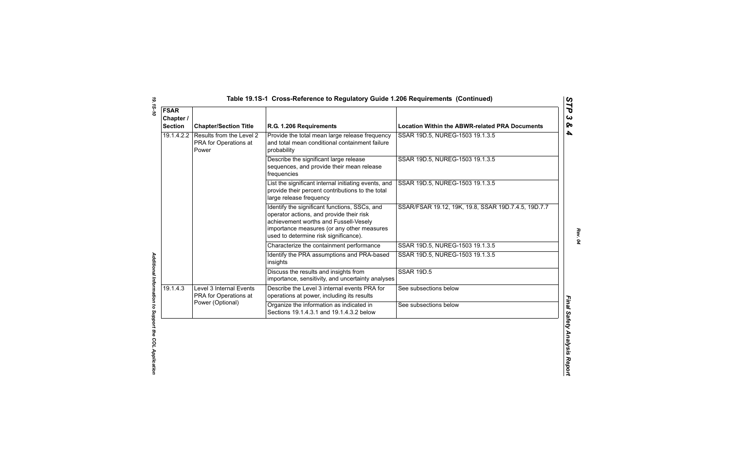## Table 19.1S-1 Cross-Reference to Regulatory Guide 1.206 Requirements (Continued)

| FSAR Chapter / Section | Chapter/Section Title | R.G. 1.206 Requirements | Location Within the ABWR-related PRA Documents |
|---|---|---|---|
| 19.1.4.2.2 | Results from the Level 2 PRA for Operations at Power | Provide the total mean large release frequency and total mean conditional containment failure probability | SSAR 19D.5, NUREG-1503 19.1.3.5 |
| | | Describe the significant large release sequences, and provide their mean release frequencies | SSAR 19D.5, NUREG-1503 19.1.3.5 |
| | | List the significant internal initiating events, and provide their percent contributions to the total large release frequency | SSAR 19D.5, NUREG-1503 19.1.3.5 |
| | | Identify the significant functions, SSCs, and operator actions, and provide their risk achievement worths and Fussell-Vesely importance measures (or any other measures used to determine risk significance). | SSAR/FSAR 19.12, 19K, 19.8, SSAR 19D.7.4.5, 19D.7.7 |
| | | Characterize the containment performance | SSAR 19D.5, NUREG-1503 19.1.3.5 |
| | | Identify the PRA assumptions and PRA-based insights | SSAR 19D.5, NUREG-1503 19.1.3.5 |
| | | Discuss the results and insights from importance, sensitivity, and uncertainty analyses | SSAR 19D.5 |
| 19.1.4.3 | Level 3 Internal Events PRA for Operations at Power (Optional) | Describe the Level 3 internal events PRA for operations at power, including its results | See subsections below |
| | | Organize the information as indicated in Sections 19.1.4.3.1 and 19.1.4.3.2 below | See subsections below |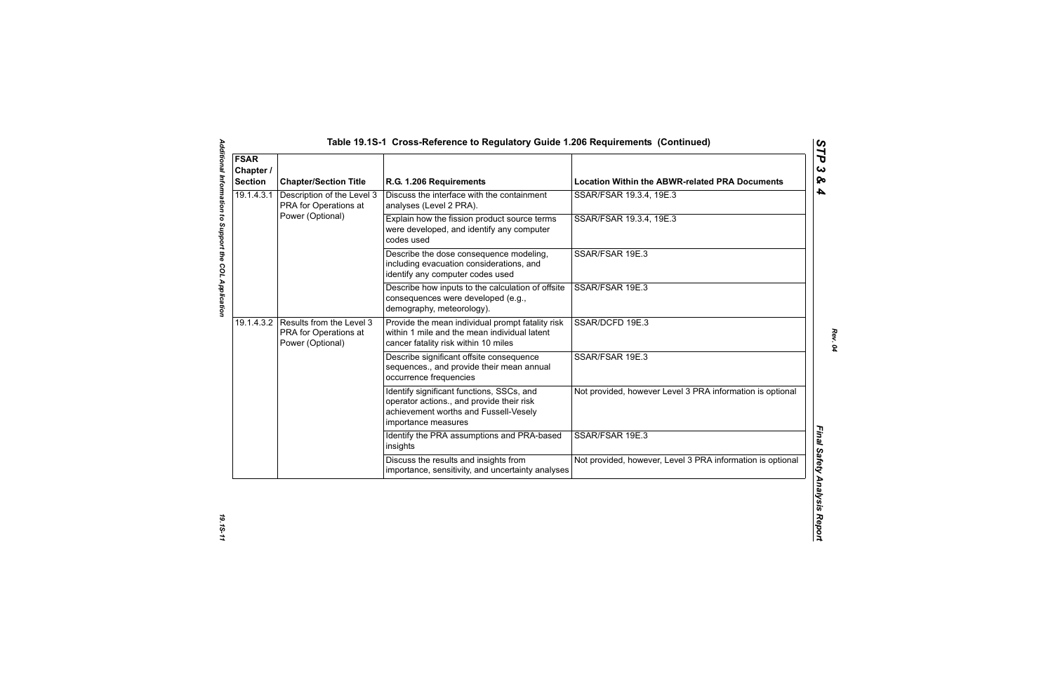## Table 19.1S-1 Cross-Reference to Regulatory Guide 1.206 Requirements (Continued)

| FSAR Chapter / Section | Chapter/Section Title | R.G. 1.206 Requirements | Location Within the ABWR-related PRA Documents |
|---|---|---|---|
| 19.1.4.3.1 | Description of the Level 3 PRA for Operations at Power (Optional) | Discuss the interface with the containment analyses (Level 2 PRA). | SSAR/FSAR 19.3.4, 19E.3 |
| | | Explain how the fission product source terms were developed, and identify any computer codes used | SSAR/FSAR 19.3.4, 19E.3 |
| | | Describe the dose consequence modeling, including evacuation considerations, and identify any computer codes used | SSAR/FSAR 19E.3 |
| | | Describe how inputs to the calculation of offsite consequences were developed (e.g., demography, meteorology). | SSAR/FSAR 19E.3 |
| 19.1.4.3.2 | Results from the Level 3 PRA for Operations at Power (Optional) | Provide the mean individual prompt fatality risk within 1 mile and the mean individual latent cancer fatality risk within 10 miles | SSAR/DCFD 19E.3 |
| | | Describe significant offsite consequence sequences., and provide their mean annual occurrence frequencies | SSAR/FSAR 19E.3 |
| | | Identify significant functions, SSCs, and operator actions., and provide their risk achievement worths and Fussell-Vesely importance measures | Not provided, however Level 3 PRA information is optional |
| | | Identify the PRA assumptions and PRA-based insights | SSAR/FSAR 19E.3 |
| | | Discuss the results and insights from importance, sensitivity, and uncertainty analyses | Not provided, however, Level 3 PRA information is optional |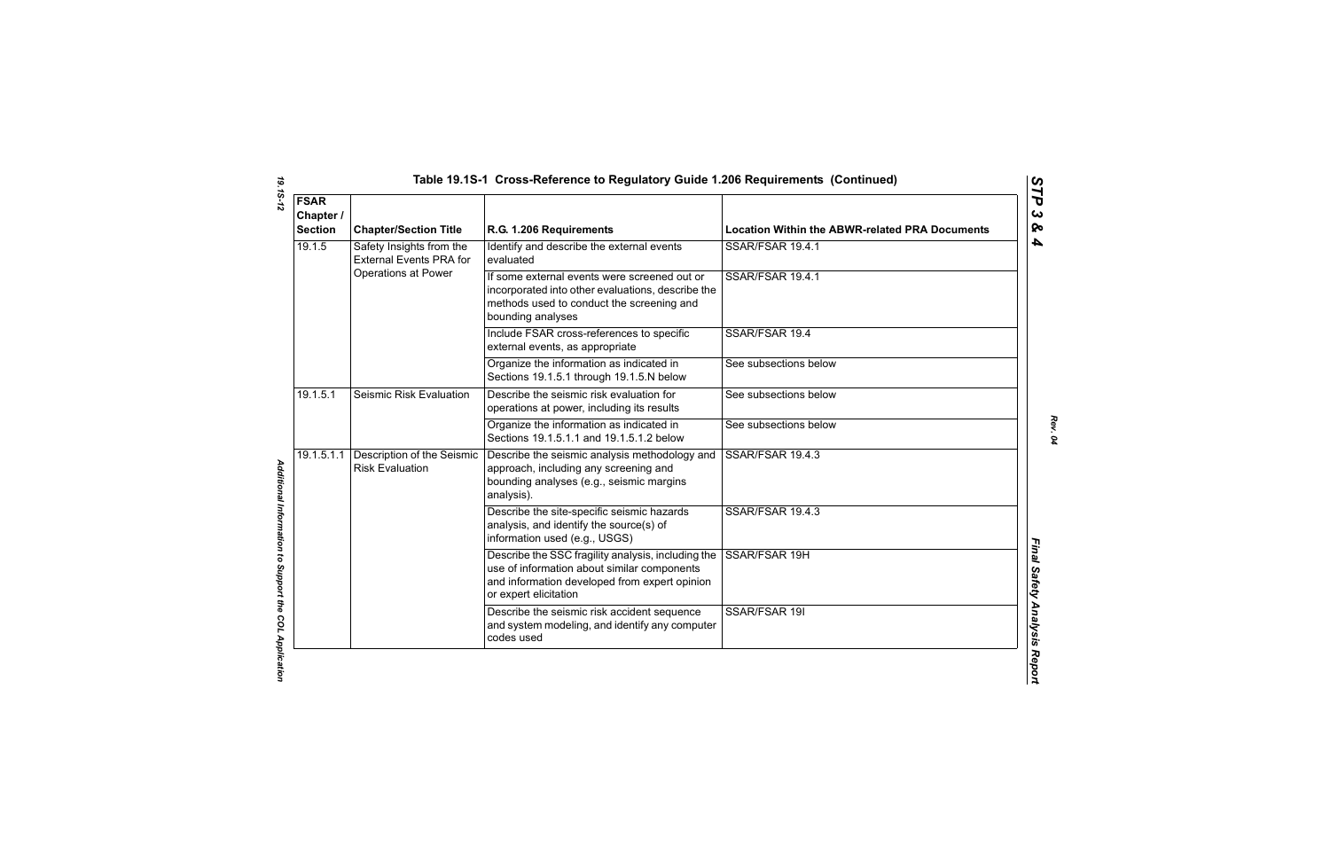## Table 19.1S-1 Cross-Reference to Regulatory Guide 1.206 Requirements (Continued)

| FSAR Chapter / Section | Chapter/Section Title | R.G. 1.206 Requirements | Location Within the ABWR-related PRA Documents |
|---|---|---|---|
| 19.1.5 | Safety Insights from the External Events PRA for Operations at Power | Identify and describe the external events evaluated | SSAR/FSAR 19.4.1 |
| | | If some external events were screened out or incorporated into other evaluations, describe the methods used to conduct the screening and bounding analyses | SSAR/FSAR 19.4.1 |
| | | Include FSAR cross-references to specific external events, as appropriate | SSAR/FSAR 19.4 |
| | | Organize the information as indicated in Sections 19.1.5.1 through 19.1.5.N below | See subsections below |
| 19.1.5.1 | Seismic Risk Evaluation | Describe the seismic risk evaluation for operations at power, including its results | See subsections below |
| | | Organize the information as indicated in Sections 19.1.5.1.1 and 19.1.5.1.2 below | See subsections below |
| 19.1.5.1.1 | Description of the Seismic Risk Evaluation | Describe the seismic analysis methodology and approach, including any screening and bounding analyses (e.g., seismic margins analysis). | SSAR/FSAR 19.4.3 |
| | | Describe the site-specific seismic hazards analysis, and identify the source(s) of information used (e.g., USGS) | SSAR/FSAR 19.4.3 |
| | | Describe the SSC fragility analysis, including the use of information about similar components and information developed from expert opinion or expert elicitation | SSAR/FSAR 19H |
| | | Describe the seismic risk accident sequence and system modeling, and identify any computer codes used | SSAR/FSAR 19I |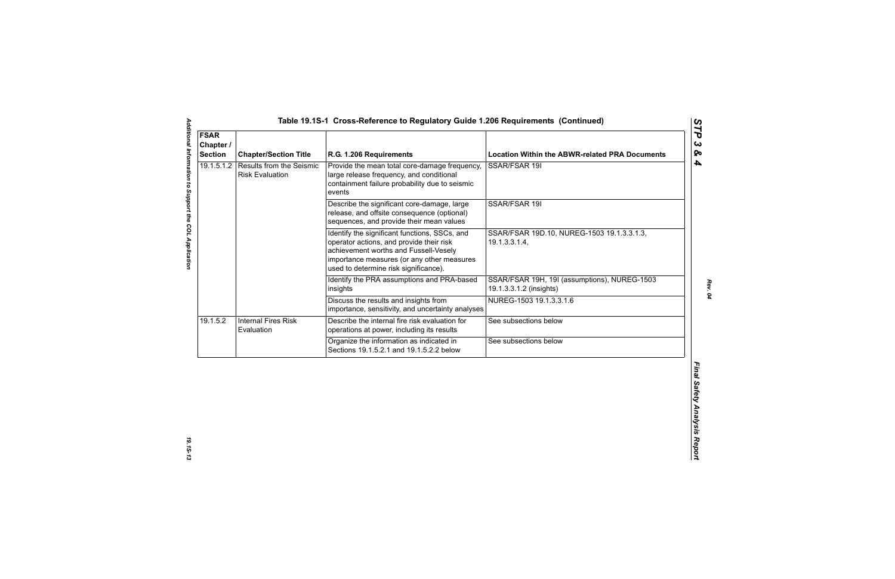## Table 19.1S-1 Cross-Reference to Regulatory Guide 1.206 Requirements (Continued)

| FSAR Chapter / Section | Chapter/Section Title | R.G. 1.206 Requirements | Location Within the ABWR-related PRA Documents |
|---|---|---|---|
| 19.1.5.1.2 | Results from the Seismic Risk Evaluation | Provide the mean total core-damage frequency, large release frequency, and conditional containment failure probability due to seismic events | SSAR/FSAR 19I |
| | | Describe the significant core-damage, large release, and offsite consequence (optional) sequences, and provide their mean values | SSAR/FSAR 19I |
| | | Identify the significant functions, SSCs, and operator actions, and provide their risk achievement worths and Fussell-Vesely importance measures (or any other measures used to determine risk significance). | SSAR/FSAR 19D.10, NUREG-1503 19.1.3.3.1.3, 19.1.3.3.1.4, |
| | | Identify the PRA assumptions and PRA-based insights | SSAR/FSAR 19H, 19I (assumptions), NUREG-1503 19.1.3.3.1.2 (insights) |
| | | Discuss the results and insights from importance, sensitivity, and uncertainty analyses | NUREG-1503 19.1.3.3.1.6 |
| 19.1.5.2 | Internal Fires Risk Evaluation | Describe the internal fire risk evaluation for operations at power, including its results | See subsections below |
| | | Organize the information as indicated in Sections 19.1.5.2.1 and 19.1.5.2.2 below | See subsections below |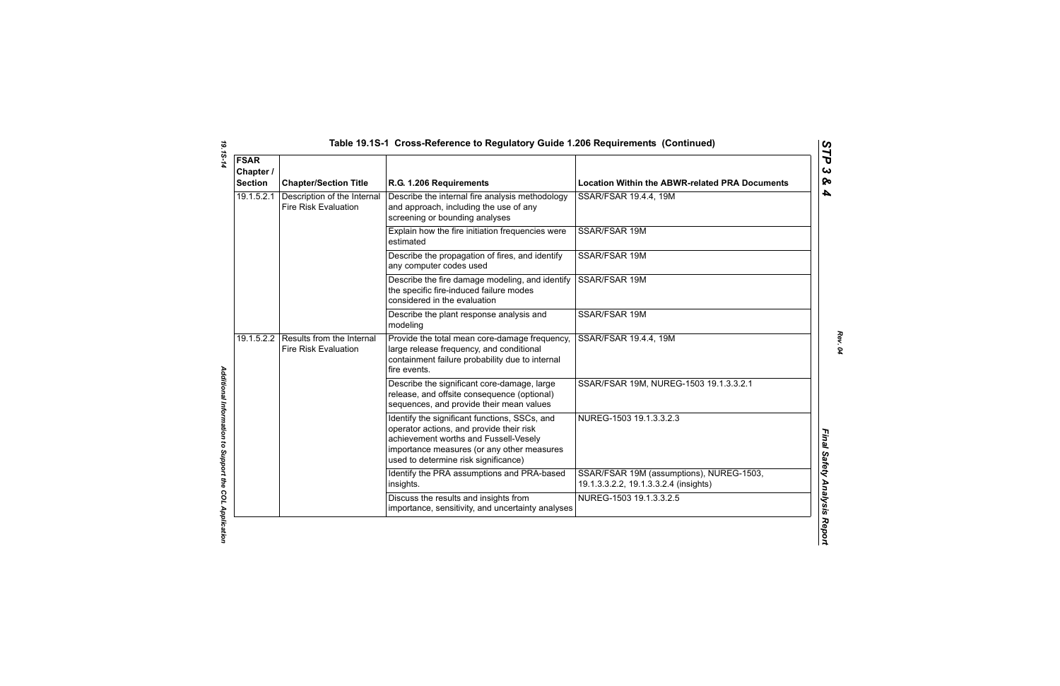## Table 19.1S-1 Cross-Reference to Regulatory Guide 1.206 Requirements (Continued)

| FSAR Chapter / Section | Chapter/Section Title | R.G. 1.206 Requirements | Location Within the ABWR-related PRA Documents |
|---|---|---|---|
| 19.1.5.2.1 | Description of the Internal Fire Risk Evaluation | Describe the internal fire analysis methodology and approach, including the use of any screening or bounding analyses | SSAR/FSAR 19.4.4, 19M |
| | | Explain how the fire initiation frequencies were estimated | SSAR/FSAR 19M |
| | | Describe the propagation of fires, and identify any computer codes used | SSAR/FSAR 19M |
| | | Describe the fire damage modeling, and identify the specific fire-induced failure modes considered in the evaluation | SSAR/FSAR 19M |
| | | Describe the plant response analysis and modeling | SSAR/FSAR 19M |
| 19.1.5.2.2 | Results from the Internal Fire Risk Evaluation | Provide the total mean core-damage frequency, large release frequency, and conditional containment failure probability due to internal fire events. | SSAR/FSAR 19.4.4, 19M |
| | | Describe the significant core-damage, large release, and offsite consequence (optional) sequences, and provide their mean values | SSAR/FSAR 19M, NUREG-1503 19.1.3.3.2.1 |
| | | Identify the significant functions, SSCs, and operator actions, and provide their risk achievement worths and Fussell-Vesely importance measures (or any other measures used to determine risk significance) | NUREG-1503 19.1.3.3.2.3 |
| | | Identify the PRA assumptions and PRA-based insights. | SSAR/FSAR 19M (assumptions), NUREG-1503, 19.1.3.3.2.2, 19.1.3.3.2.4 (insights) |
| | | Discuss the results and insights from importance, sensitivity, and uncertainty analyses | NUREG-1503 19.1.3.3.2.5 |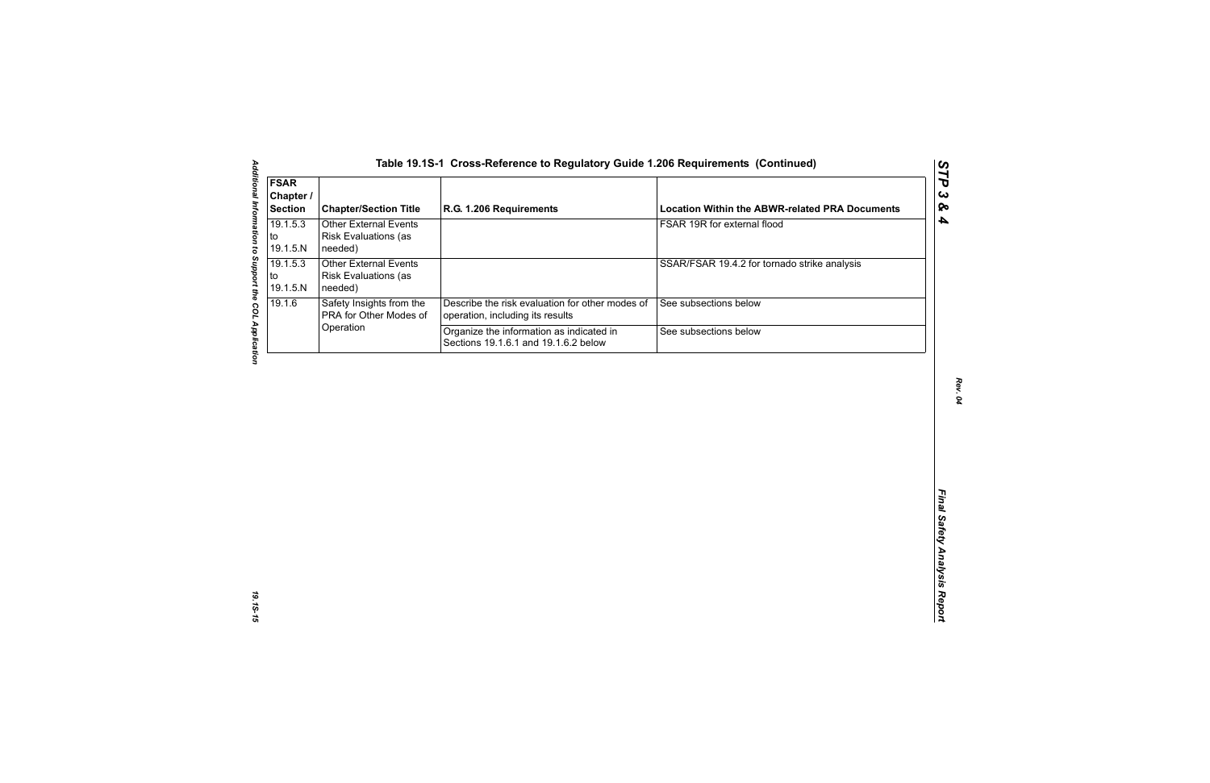## Table 19.1S-1 Cross-Reference to Regulatory Guide 1.206 Requirements (Continued)

| FSAR Chapter / Section | Chapter/Section Title | R.G. 1.206 Requirements | Location Within the ABWR-related PRA Documents |
|---|---|---|---|
| 19.1.5.3 to 19.1.5.N | Other External Events Risk Evaluations (as needed) | | FSAR 19R for external flood |
| 19.1.5.3 to 19.1.5.N | Other External Events Risk Evaluations (as needed) | | SSAR/FSAR 19.4.2 for tornado strike analysis |
| 19.1.6 | Safety Insights from the PRA for Other Modes of Operation | Describe the risk evaluation for other modes of operation, including its results | See subsections below |
| | | Organize the information as indicated in Sections 19.1.6.1 and 19.1.6.2 below | See subsections below |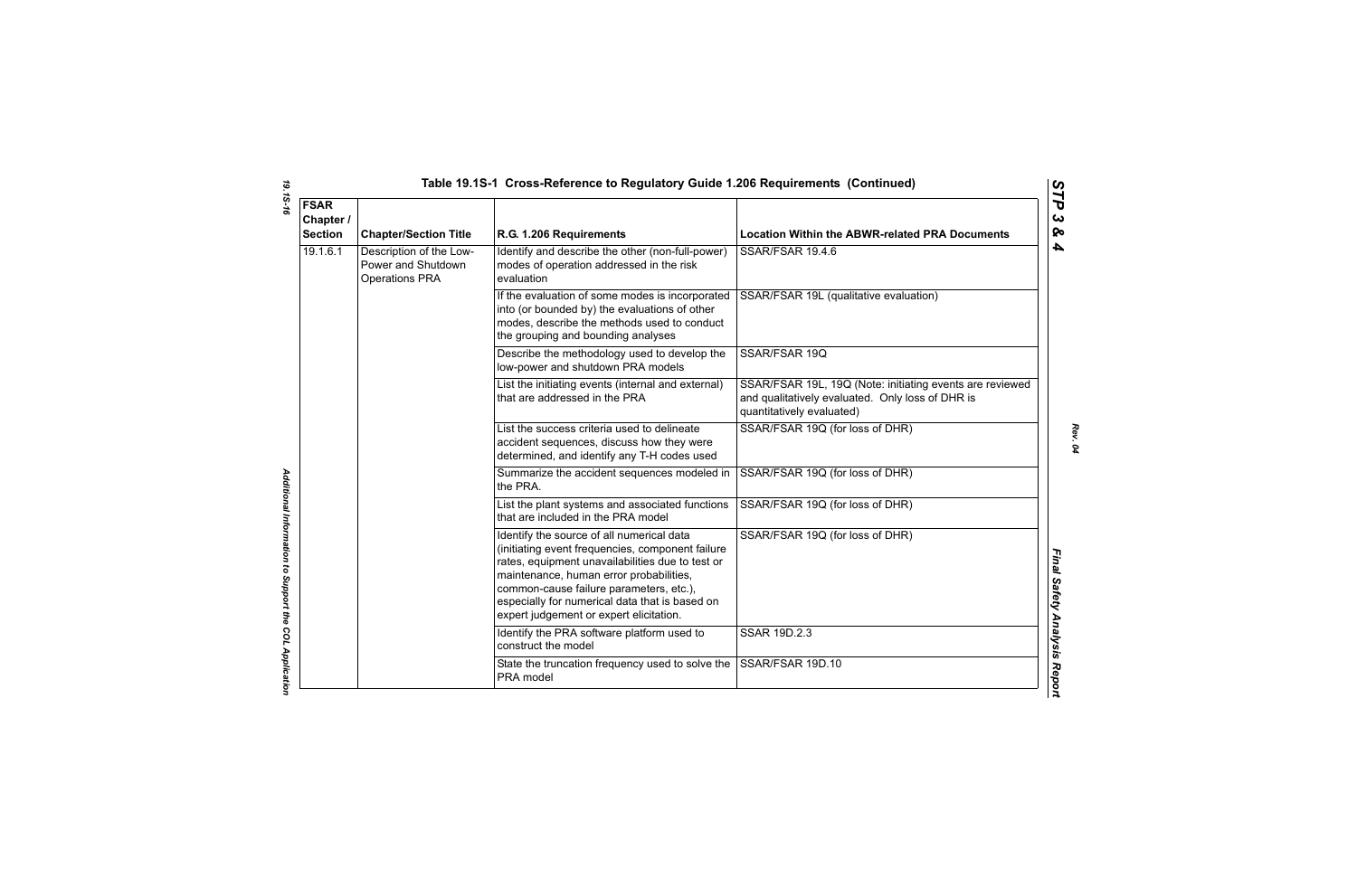## Table 19.1S-1 Cross-Reference to Regulatory Guide 1.206 Requirements (Continued)

| FSAR Chapter / Section | Chapter/Section Title | R.G. 1.206 Requirements | Location Within the ABWR-related PRA Documents |
|---|---|---|---|
| 19.1.6.1 | Description of the Low-Power and Shutdown Operations PRA | Identify and describe the other (non-full-power) modes of operation addressed in the risk evaluation | SSAR/FSAR 19.4.6 |
| | | If the evaluation of some modes is incorporated into (or bounded by) the evaluations of other modes, describe the methods used to conduct the grouping and bounding analyses | SSAR/FSAR 19L (qualitative evaluation) |
| | | Describe the methodology used to develop the low-power and shutdown PRA models | SSAR/FSAR 19Q |
| | | List the initiating events (internal and external) that are addressed in the PRA | SSAR/FSAR 19L, 19Q (Note: initiating events are reviewed and qualitatively evaluated. Only loss of DHR is quantitatively evaluated) |
| | | List the success criteria used to delineate accident sequences, discuss how they were determined, and identify any T-H codes used | SSAR/FSAR 19Q (for loss of DHR) |
| | | Summarize the accident sequences modeled in the PRA. | SSAR/FSAR 19Q (for loss of DHR) |
| | | List the plant systems and associated functions that are included in the PRA model | SSAR/FSAR 19Q (for loss of DHR) |
| | | Identify the source of all numerical data (initiating event frequencies, component failure rates, equipment unavailabilities due to test or maintenance, human error probabilities, common-cause failure parameters, etc.), especially for numerical data that is based on expert judgement or expert elicitation. | SSAR/FSAR 19Q (for loss of DHR) |
| | | Identify the PRA software platform used to construct the model | SSAR 19D.2.3 |
| | | State the truncation frequency used to solve the PRA model | SSAR/FSAR 19D.10 |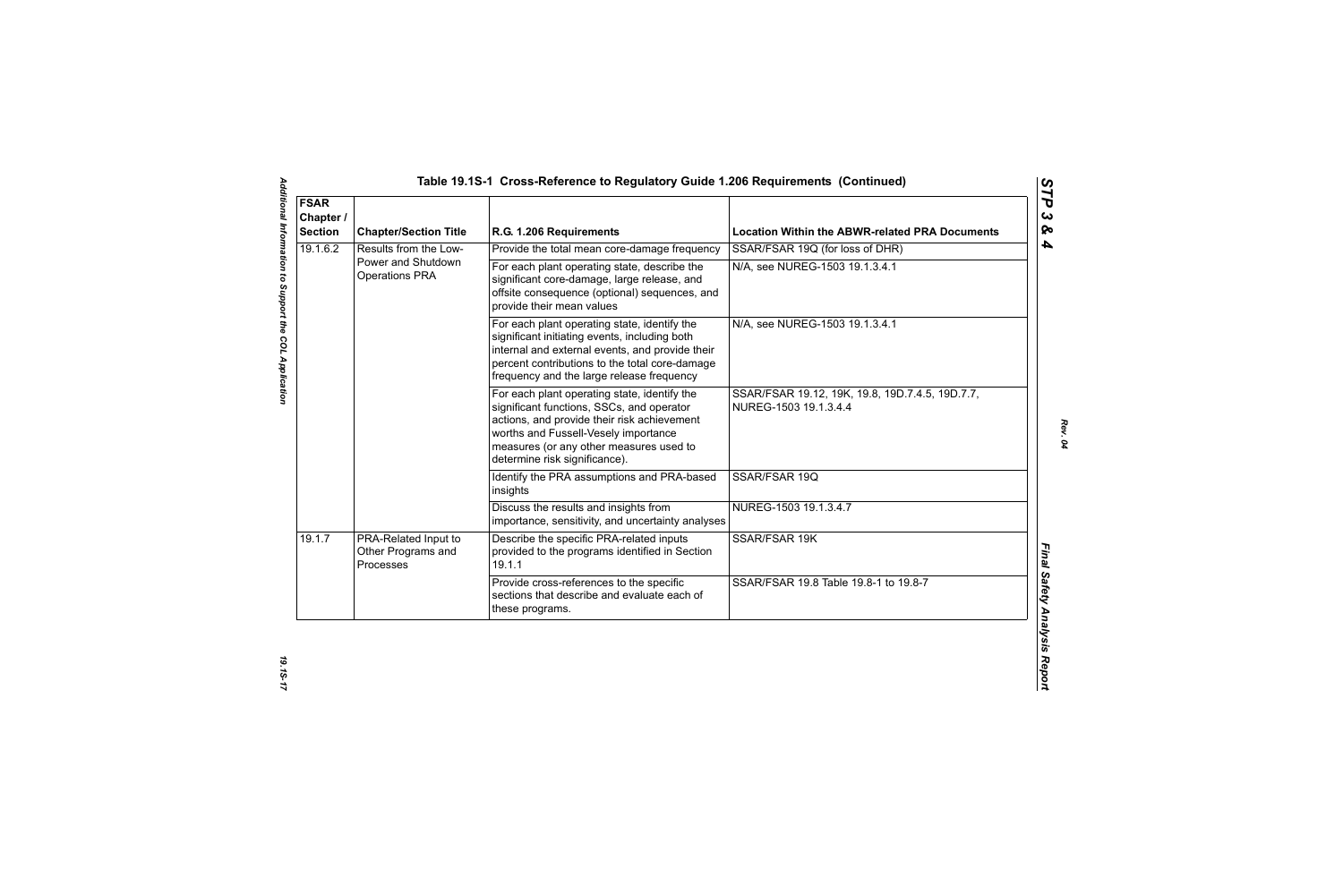## Table 19.1S-1 Cross-Reference to Regulatory Guide 1.206 Requirements (Continued)

| FSAR Chapter / Section | Chapter/Section Title | R.G. 1.206 Requirements | Location Within the ABWR-related PRA Documents |
|---|---|---|---|
| 19.1.6.2 | Results from the Low-Power and Shutdown Operations PRA | Provide the total mean core-damage frequency | SSAR/FSAR 19Q (for loss of DHR) |
| | | For each plant operating state, describe the significant core-damage, large release, and offsite consequence (optional) sequences, and provide their mean values | N/A, see NUREG-1503 19.1.3.4.1 |
| | | For each plant operating state, identify the significant initiating events, including both internal and external events, and provide their percent contributions to the total core-damage frequency and the large release frequency | N/A, see NUREG-1503 19.1.3.4.1 |
| | | For each plant operating state, identify the significant functions, SSCs, and operator actions, and provide their risk achievement worths and Fussell-Vesely importance measures (or any other measures used to determine risk significance). | SSAR/FSAR 19.12, 19K, 19.8, 19D.7.4.5, 19D.7.7, NUREG-1503 19.1.3.4.4 |
| | | Identify the PRA assumptions and PRA-based insights | SSAR/FSAR 19Q |
| | | Discuss the results and insights from importance, sensitivity, and uncertainty analyses | NUREG-1503 19.1.3.4.7 |
| 19.1.7 | PRA-Related Input to Other Programs and Processes | Describe the specific PRA-related inputs provided to the programs identified in Section 19.1.1 | SSAR/FSAR 19K |
| | | Provide cross-references to the specific sections that describe and evaluate each of these programs. | SSAR/FSAR 19.8 Table 19.8-1 to 19.8-7 |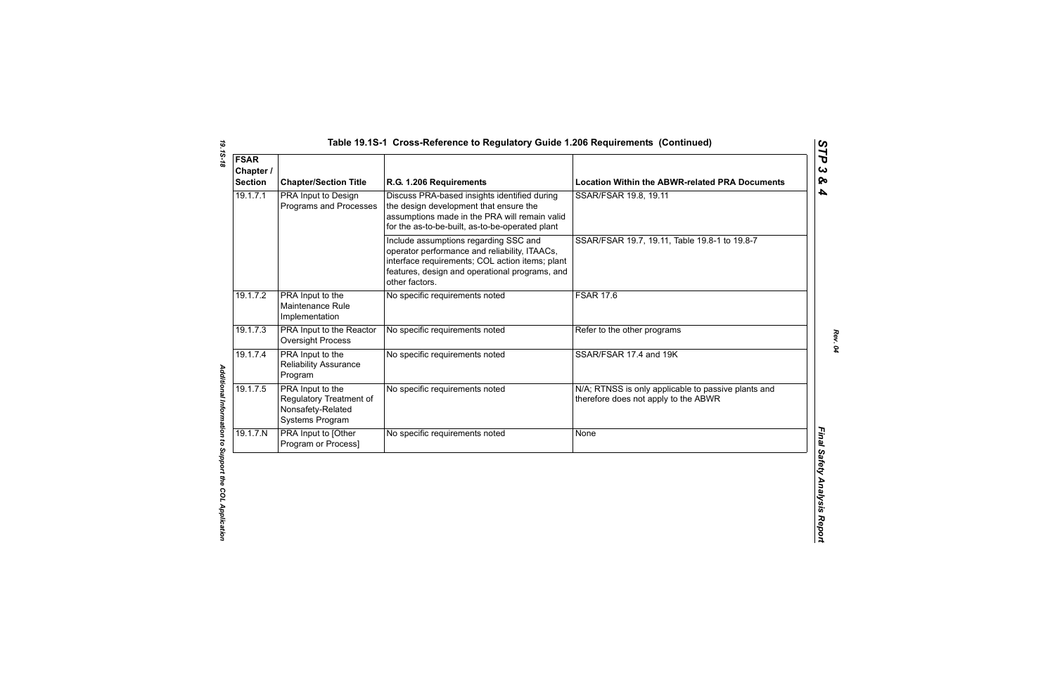## Table 19.1S-1 Cross-Reference to Regulatory Guide 1.206 Requirements (Continued)

| FSAR Chapter / Section | Chapter/Section Title | R.G. 1.206 Requirements | Location Within the ABWR-related PRA Documents |
|---|---|---|---|
| 19.1.7.1 | PRA Input to Design Programs and Processes | Discuss PRA-based insights identified during the design development that ensure the assumptions made in the PRA will remain valid for the as-to-be-built, as-to-be-operated plant | SSAR/FSAR 19.8, 19.11 |
| | | Include assumptions regarding SSC and operator performance and reliability, ITAACs, interface requirements; COL action items; plant features, design and operational programs, and other factors. | SSAR/FSAR 19.7, 19.11, Table 19.8-1 to 19.8-7 |
| 19.1.7.2 | PRA Input to the Maintenance Rule Implementation | No specific requirements noted | FSAR 17.6 |
| 19.1.7.3 | PRA Input to the Reactor Oversight Process | No specific requirements noted | Refer to the other programs |
| 19.1.7.4 | PRA Input to the Reliability Assurance Program | No specific requirements noted | SSAR/FSAR 17.4 and 19K |
| 19.1.7.5 | PRA Input to the Regulatory Treatment of Nonsafety-Related Systems Program | No specific requirements noted | N/A; RTNSS is only applicable to passive plants and therefore does not apply to the ABWR |
| 19.1.7.N | PRA Input to [Other Program or Process] | No specific requirements noted | None |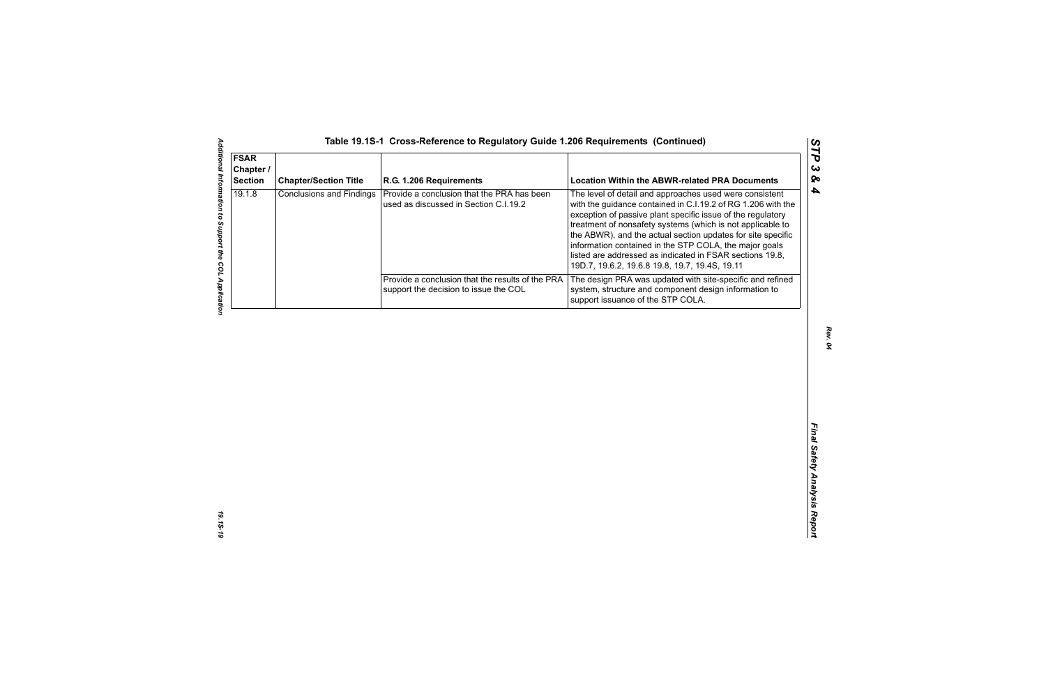Table 19.1S-1 Cross-Reference to Regulatory Guide 1.206 Requirements (Continued)

| FSAR Chapter / Section | Chapter/Section Title | R.G. 1.206 Requirements | Location Within the ABWR-related PRA Documents |
|---|---|---|---|
| 19.1.8 | Conclusions and Findings | Provide a conclusion that the PRA has been used as discussed in Section C.I.19.2 | The level of detail and approaches used were consistent with the guidance contained in C.I.19.2 of RG 1.206 with the exception of passive plant specific issue of the regulatory treatment of nonsafety systems (which is not applicable to the ABWR), and the actual section updates for site specific information contained in the STP COLA, the major goals listed are addressed as indicated in FSAR sections 19.8, 19D.7, 19.6.2, 19.6.8 19.8, 19.7, 19.4S, 19.11 |
| | | Provide a conclusion that the results of the PRA support the decision to issue the COL | The design PRA was updated with site-specific and refined system, structure and component design information to support issuance of the STP COLA. |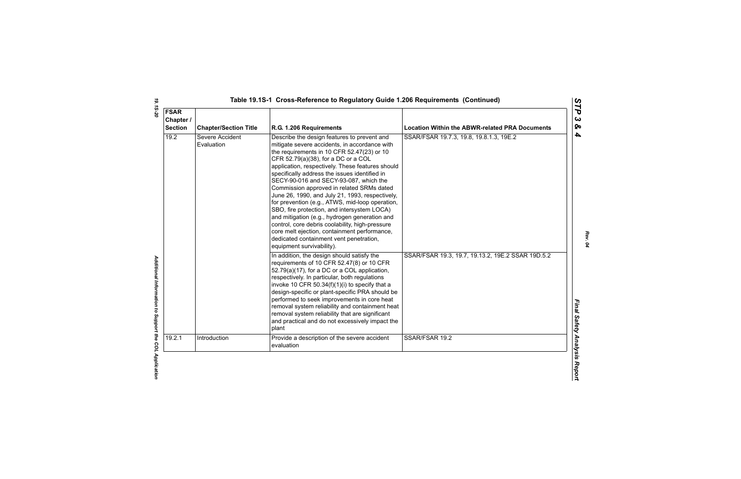## Table 19.1S-1 Cross-Reference to Regulatory Guide 1.206 Requirements (Continued)

| FSAR Chapter / Section | Chapter/Section Title | R.G. 1.206 Requirements | Location Within the ABWR-related PRA Documents |
|---|---|---|---|
| 19.2 | Severe Accident Evaluation | Describe the design features to prevent and mitigate severe accidents, in accordance with the requirements in 10 CFR 52.47(23) or 10 CFR 52.79(a)(38), for a DC or a COL application, respectively. These features should specifically address the issues identified in SECY-90-016 and SECY-93-087, which the Commission approved in related SRMs dated June 26, 1990, and July 21, 1993, respectively, for prevention (e.g., ATWS, mid-loop operation, SBO, fire protection, and intersystem LOCA) and mitigation (e.g., hydrogen generation and control, core debris coolability, high-pressure core melt ejection, containment performance, dedicated containment vent penetration, equipment survivability). | SSAR/FSAR 19.7.3, 19.8, 19.8.1.3, 19E.2 |
| | | In addition, the design should satisfy the requirements of 10 CFR 52.47(8) or 10 CFR 52.79(a)(17), for a DC or a COL application, respectively. In particular, both regulations invoke 10 CFR 50.34(f)(1)(i) to specify that a design-specific or plant-specific PRA should be performed to seek improvements in core heat removal system reliability and containment heat removal system reliability that are significant and practical and do not excessively impact the plant | SSAR/FSAR 19.3, 19.7, 19.13.2, 19E.2 SSAR 19D.5.2 |
| 19.2.1 | Introduction | Provide a description of the severe accident evaluation | SSAR/FSAR 19.2 |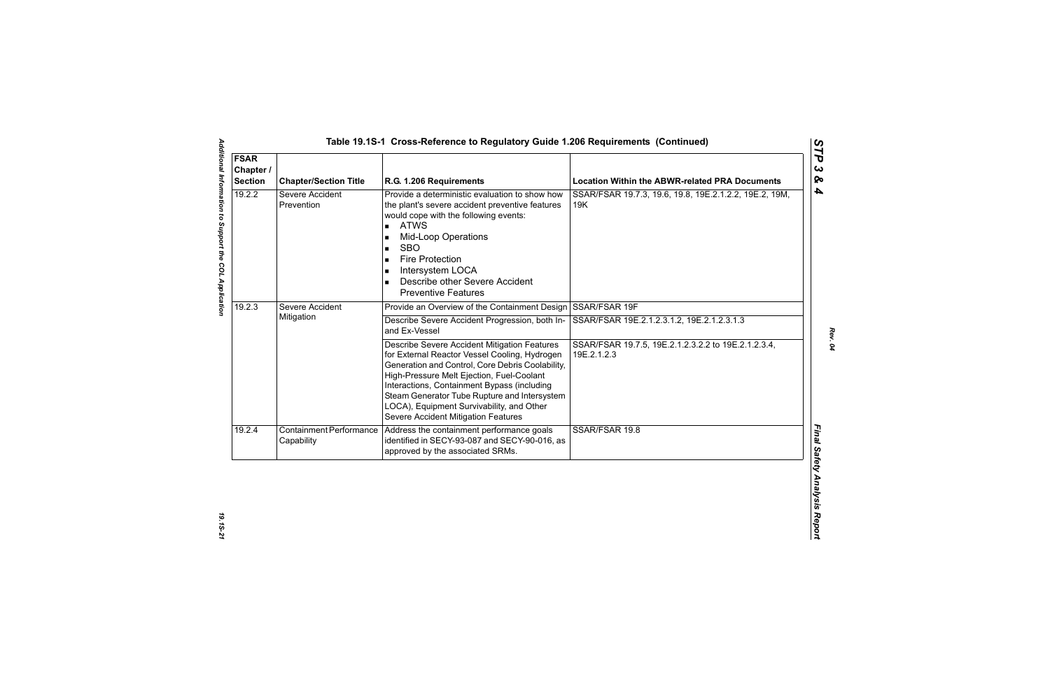## Table 19.1S-1 Cross-Reference to Regulatory Guide 1.206 Requirements (Continued)

| FSAR Chapter / Section | Chapter/Section Title | R.G. 1.206 Requirements | Location Within the ABWR-related PRA Documents |
|---|---|---|---|
| 19.2.2 | Severe Accident Prevention | Provide a deterministic evaluation to show how the plant's severe accident preventive features would cope with the following events:<br>■ ATWS<br>■ Mid-Loop Operations<br>■ SBO<br>■ Fire Protection<br>■ Intersystem LOCA<br>■ Describe other Severe Accident Preventive Features | SSAR/FSAR 19.7.3, 19.6, 19.8, 19E.2.1.2.2, 19E.2, 19M, 19K |
| 19.2.3 | Severe Accident Mitigation | Provide an Overview of the Containment Design | SSAR/FSAR 19F |
| | | Describe Severe Accident Progression, both In- and Ex-Vessel | SSAR/FSAR 19E.2.1.2.3.1.2, 19E.2.1.2.3.1.3 |
| | | Describe Severe Accident Mitigation Features for External Reactor Vessel Cooling, Hydrogen Generation and Control, Core Debris Coolability, High-Pressure Melt Ejection, Fuel-Coolant Interactions, Containment Bypass (including Steam Generator Tube Rupture and Intersystem LOCA), Equipment Survivability, and Other Severe Accident Mitigation Features | SSAR/FSAR 19.7.5, 19E.2.1.2.3.2.2 to 19E.2.1.2.3.4, 19E.2.1.2.3 |
| 19.2.4 | Containment Performance Capability | Address the containment performance goals identified in SECY-93-087 and SECY-90-016, as approved by the associated SRMs. | SSAR/FSAR 19.8 |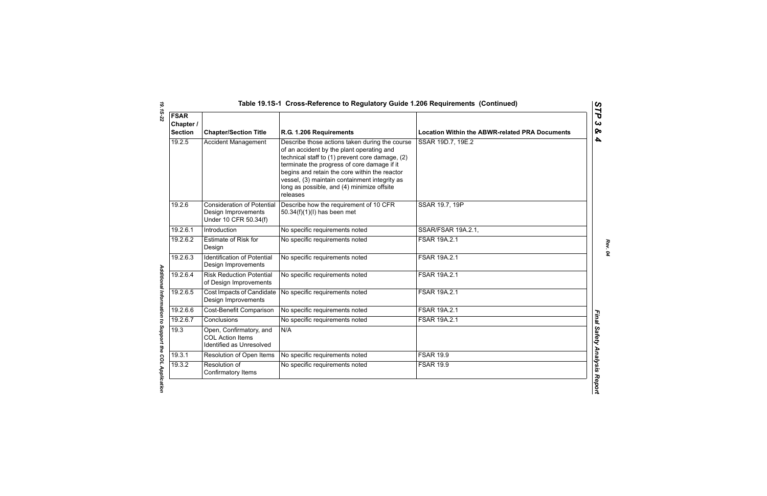# Table 19.1S-1 Cross-Reference to Regulatory Guide 1.206 Requirements (Continued)

| FSAR Chapter / Section | Chapter/Section Title | R.G. 1.206 Requirements | Location Within the ABWR-related PRA Documents |
|---|---|---|---|
| 19.2.5 | Accident Management | Describe those actions taken during the course of an accident by the plant operating and technical staff to (1) prevent core damage, (2) terminate the progress of core damage if it begins and retain the core within the reactor vessel, (3) maintain containment integrity as long as possible, and (4) minimize offsite releases | SSAR 19D.7, 19E.2 |
| 19.2.6 | Consideration of Potential Design Improvements Under 10 CFR 50.34(f) | Describe how the requirement of 10 CFR 50.34(f)(1)(I) has been met | SSAR 19.7, 19P |
| 19.2.6.1 | Introduction | No specific requirements noted | SSAR/FSAR 19A.2.1, |
| 19.2.6.2 | Estimate of Risk for Design | No specific requirements noted | FSAR 19A.2.1 |
| 19.2.6.3 | Identification of Potential Design Improvements | No specific requirements noted | FSAR 19A.2.1 |
| 19.2.6.4 | Risk Reduction Potential of Design Improvements | No specific requirements noted | FSAR 19A.2.1 |
| 19.2.6.5 | Cost Impacts of Candidate Design Improvements | No specific requirements noted | FSAR 19A.2.1 |
| 19.2.6.6 | Cost-Benefit Comparison | No specific requirements noted | FSAR 19A.2.1 |
| 19.2.6.7 | Conclusions | No specific requirements noted | FSAR 19A.2.1 |
| 19.3 | Open, Confirmatory, and COL Action Items Identified as Unresolved | N/A | |
| 19.3.1 | Resolution of Open Items | No specific requirements noted | FSAR 19.9 |
| 19.3.2 | Resolution of Confirmatory Items | No specific requirements noted | FSAR 19.9 |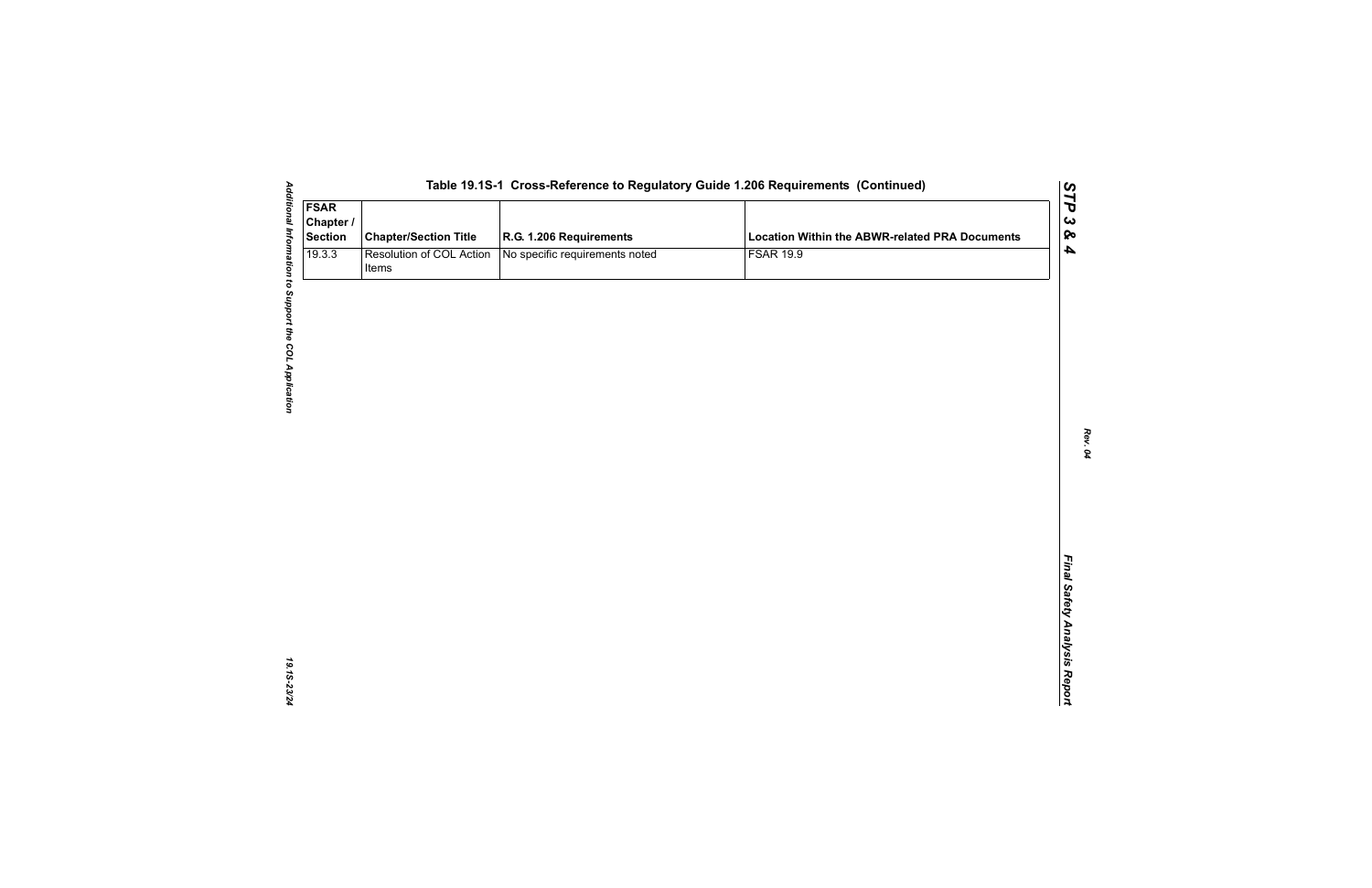# Table 19.1S-1 Cross-Reference to Regulatory Guide 1.206 Requirements (Continued)

| FSAR Chapter / Section | Chapter/Section Title | R.G. 1.206 Requirements | Location Within the ABWR-related PRA Documents |
|---|---|---|---|
| 19.3.3 | Resolution of COL Action Items | No specific requirements noted | FSAR 19.9 |